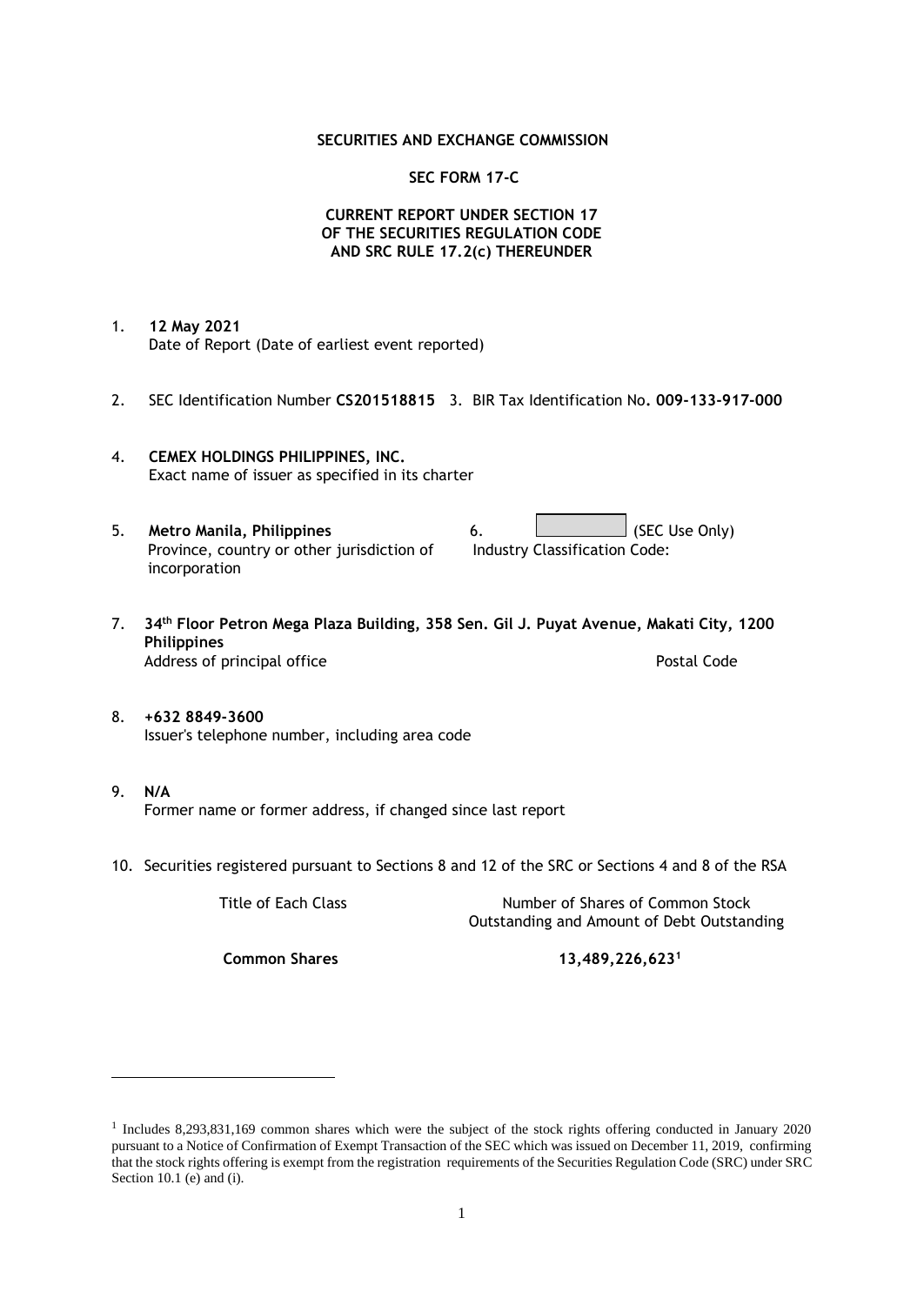**SECURITIES AND EXCHANGE COMMISSION**

**SEC FORM 17-C**

**CURRENT REPORT UNDER SECTION 17**
**OF THE SECURITIES REGULATION CODE**
**AND SRC RULE 17.2(c) THEREUNDER**

1. **12 May 2021**
   Date of Report (Date of earliest event reported)

2. SEC Identification Number **CS201518815** 3. BIR Tax Identification No**. 009-133-917-000**

4. **CEMEX HOLDINGS PHILIPPINES, INC.**
   Exact name of issuer as specified in its charter

5. **Metro Manila, Philippines**
   Province, country or other jurisdiction of incorporation

6. (SEC Use Only)
   Industry Classification Code:

7. **34th Floor Petron Mega Plaza Building, 358 Sen. Gil J. Puyat Avenue, Makati City, 1200 Philippines**
   Address of principal office Postal Code

8. **+632 8849-3600**
   Issuer's telephone number, including area code

9. **N/A**
   Former name or former address, if changed since last report

10. Securities registered pursuant to Sections 8 and 12 of the SRC or Sections 4 and 8 of the RSA

| Title of Each Class | Number of Shares of Common Stock Outstanding and Amount of Debt Outstanding |
|---|---|
| **Common Shares** | **13,489,226,623**[1] |

[1] Includes 8,293,831,169 common shares which were the subject of the stock rights offering conducted in January 2020 pursuant to a Notice of Confirmation of Exempt Transaction of the SEC which was issued on December 11, 2019, confirming that the stock rights offering is exempt from the registration requirements of the Securities Regulation Code (SRC) under SRC Section 10.1 (e) and (i).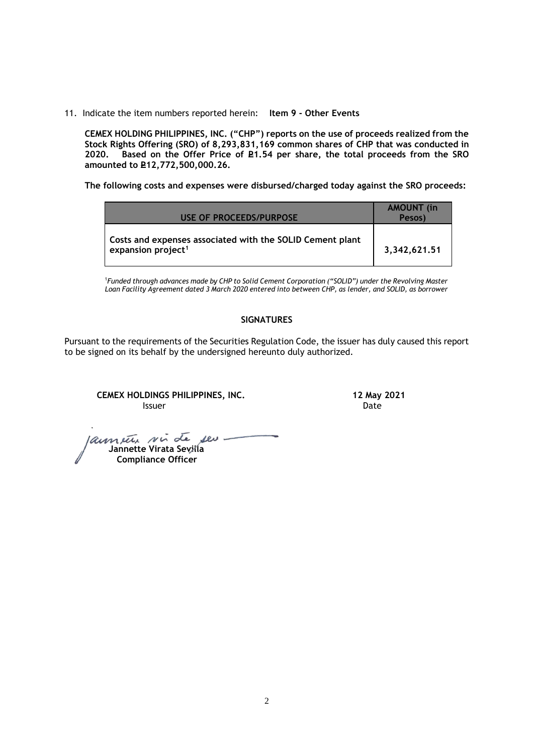11. Indicate the item numbers reported herein: **Item 9 - Other Events**

**CEMEX HOLDING PHILIPPINES, INC. ("CHP") reports on the use of proceeds realized from the Stock Rights Offering (SRO) of 8,293,831,169 common shares of CHP that was conducted in 2020. Based on the Offer Price of ₱1.54 per share, the total proceeds from the SRO amounted to ₱12,772,500,000.26.**

**The following costs and expenses were disbursed/charged today against the SRO proceeds:**

| USE OF PROCEEDS/PURPOSE | AMOUNT (in Pesos) |
|---|---|
| **Costs and expenses associated with the SOLID Cement plant expansion project[1]** | **3,342,621.51** |

[1]*Funded through advances made by CHP to Solid Cement Corporation ("SOLID") under the Revolving Master Loan Facility Agreement dated 3 March 2020 entered into between CHP, as lender, and SOLID, as borrower*

**SIGNATURES**

Pursuant to the requirements of the Securities Regulation Code, the issuer has duly caused this report to be signed on its behalf by the undersigned hereunto duly authorized.

**CEMEX HOLDINGS PHILIPPINES, INC.**
Issuer

**12 May 2021**
Date

**Jannette Virata Sevilla**
**Compliance Officer**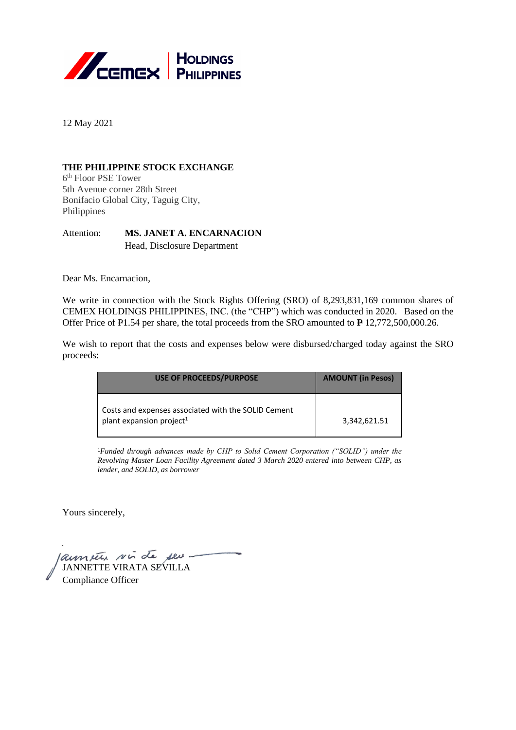12 May 2021

**THE PHILIPPINE STOCK EXCHANGE**
6th Floor PSE Tower
5th Avenue corner 28th Street
Bonifacio Global City, Taguig City,
Philippines

Attention: **MS. JANET A. ENCARNACION**
Head, Disclosure Department

Dear Ms. Encarnacion,

We write in connection with the Stock Rights Offering (SRO) of 8,293,831,169 common shares of CEMEX HOLDINGS PHILIPPINES, INC. (the "CHP") which was conducted in 2020. Based on the Offer Price of ₱1.54 per share, the total proceeds from the SRO amounted to ₱ 12,772,500,000.26.

We wish to report that the costs and expenses below were disbursed/charged today against the SRO proceeds:

| USE OF PROCEEDS/PURPOSE | AMOUNT (in Pesos) |
|---|---|
| Costs and expenses associated with the SOLID Cement plant expansion project[1] | 3,342,621.51 |

[1]*Funded through advances made by CHP to Solid Cement Corporation ("SOLID") under the Revolving Master Loan Facility Agreement dated 3 March 2020 entered into between CHP, as lender, and SOLID, as borrower*

Yours sincerely,

JANNETTE VIRATA SEVILLA
Compliance Officer